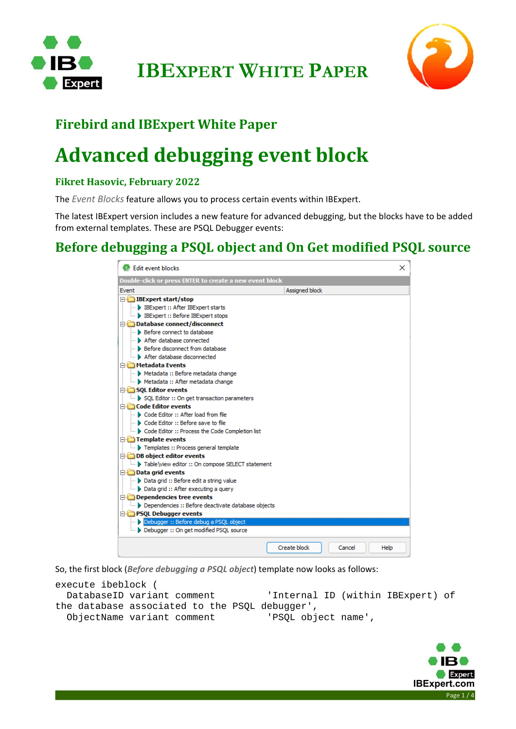# IBEXPERT WHITE PAPER

## Firebird and IBExpert White Paper

# Advanced debugging event block

### Fikret Hasovic, February 2022

The *Event Blocks* feature allows you to process certain events within IBExpert.

The latest IBExpert version includes a new feature for advanced debugging, but the blocks have to be added from external templates. These are PSQL Debugger events:

## Before debugging a PSQL object and On Get modified PSQL source

So, the first block (***Before debugging a PSQL object***) template now looks as follows:

```
execute ibeblock (
  DatabaseID variant comment        'Internal ID (within IBExpert) of
the database associated to the PSQL debugger',
  ObjectName variant comment        'PSQL object name',
```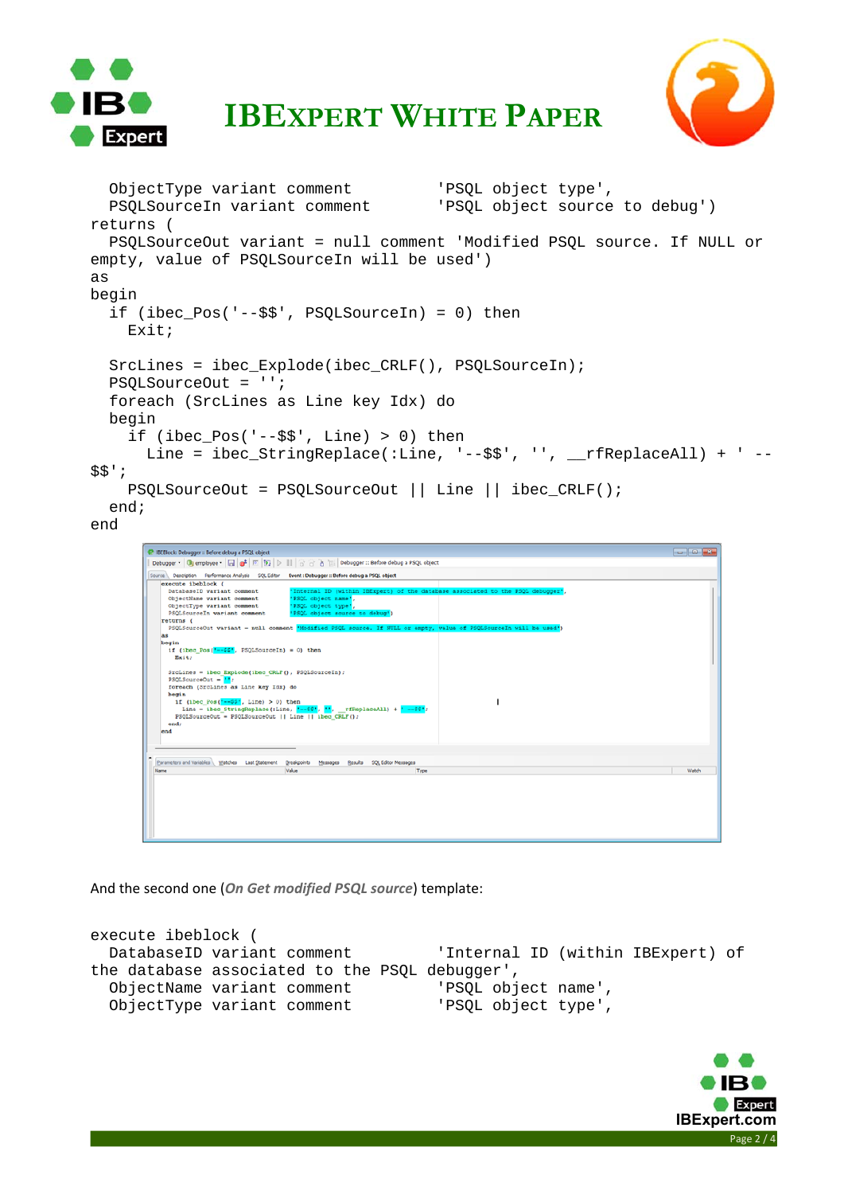```
  ObjectType variant comment          'PSQL object type',
  PSQLSourceIn variant comment        'PSQL object source to debug')
returns (
  PSQLSourceOut variant = null comment 'Modified PSQL source. If NULL or
empty, value of PSQLSourceIn will be used')
as
begin
  if (ibec_Pos('--$$', PSQLSourceIn) = 0) then
    Exit;

  SrcLines = ibec_Explode(ibec_CRLF(), PSQLSourceIn);
  PSQLSourceOut = '';
  foreach (SrcLines as Line key Idx) do
  begin
    if (ibec_Pos('--$$', Line) > 0) then
      Line = ibec_StringReplace(:Line, '--$$', '', __rfReplaceAll) + ' --
$$';
    PSQLSourceOut = PSQLSourceOut || Line || ibec_CRLF();
  end;
end
```

And the second one (***On Get modified PSQL source***) template:

```
execute ibeblock (
  DatabaseID variant comment          'Internal ID (within IBExpert) of
the database associated to the PSQL debugger',
  ObjectName variant comment          'PSQL object name',
  ObjectType variant comment          'PSQL object type',
```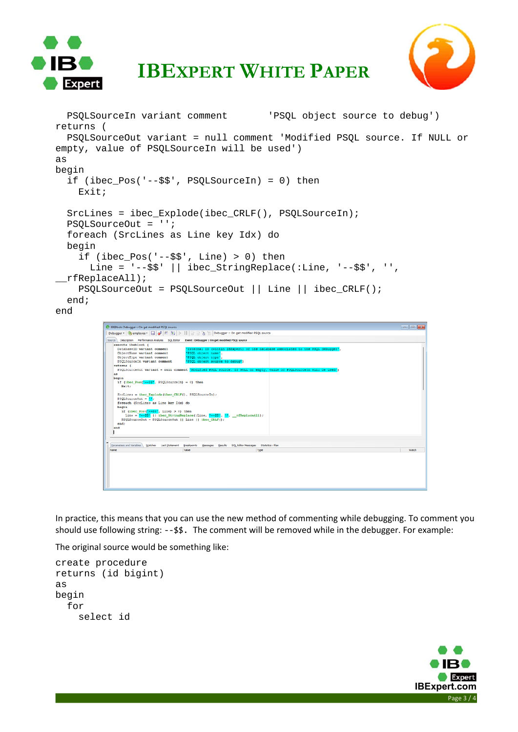```
  PSQLSourceIn variant comment       'PSQL object source to debug')
returns (
  PSQLSourceOut variant = null comment 'Modified PSQL source. If NULL or
empty, value of PSQLSourceIn will be used')
as
begin
  if (ibec_Pos('--$$', PSQLSourceIn) = 0) then
    Exit;

  SrcLines = ibec_Explode(ibec_CRLF(), PSQLSourceIn);
  PSQLSourceOut = '';
  foreach (SrcLines as Line key Idx) do
  begin
    if (ibec_Pos('--$$', Line) > 0) then
      Line = '--$$' || ibec_StringReplace(:Line, '--$$', '',
__rfReplaceAll);
    PSQLSourceOut = PSQLSourceOut || Line || ibec_CRLF();
  end;
end
```

In practice, this means that you can use the new method of commenting while debugging. To comment you should use following string: `--$$.` The comment will be removed while in the debugger. For example:

The original source would be something like:

```
create procedure
returns (id bigint)
as
begin
  for
    select id
```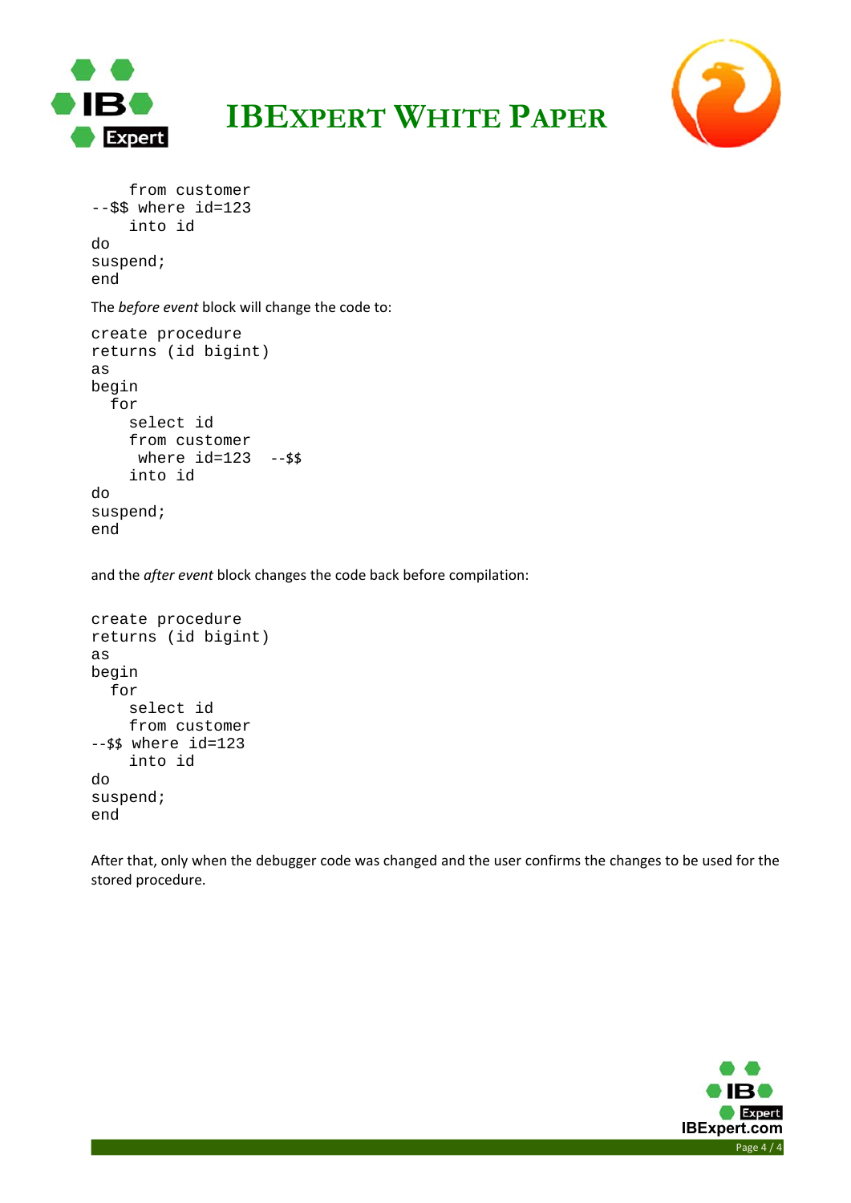```
    from customer
--$$ where id=123
    into id
do
suspend;
end
```

The *before event* block will change the code to:

```
create procedure
returns (id bigint)
as
begin
  for
    select id
    from customer
     where id=123  --$$
    into id
do
suspend;
end
```

and the *after event* block changes the code back before compilation:

```
create procedure
returns (id bigint)
as
begin
  for
    select id
    from customer
--$$ where id=123
    into id
do
suspend;
end
```

After that, only when the debugger code was changed and the user confirms the changes to be used for the stored procedure.